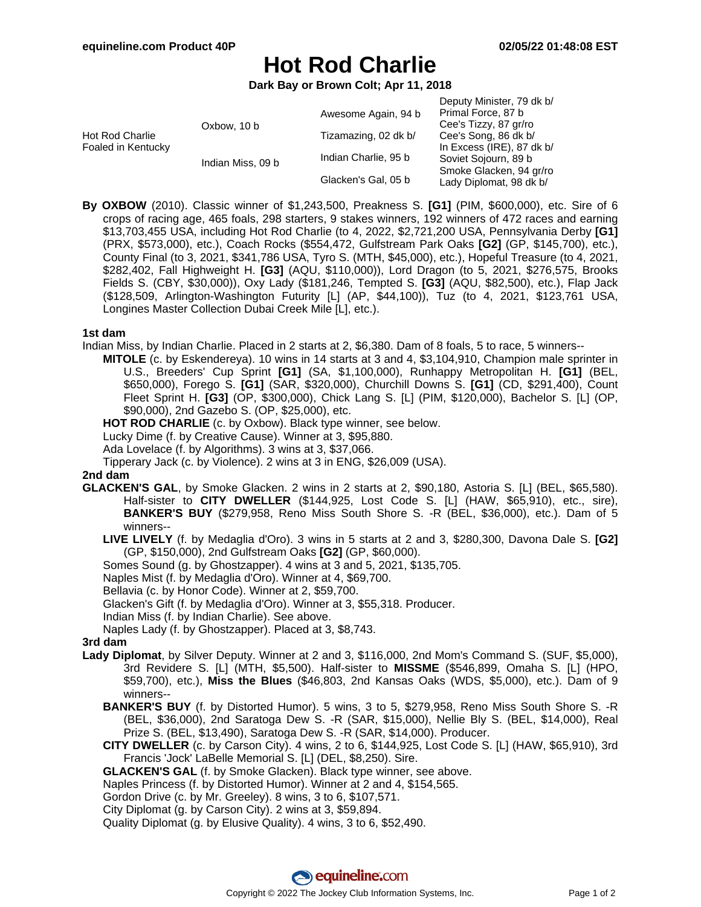# Hot Rod Charlie

**Dark Bay or Brown Colt; Apr 11, 2018**

| | | | |
|---|---|---|---|
| Hot Rod Charlie Foaled in Kentucky | Oxbow, 10 b | Awesome Again, 94 b | Deputy Minister, 79 dk b/ |
| | | | Primal Force, 87 b |
| | | Tizamazing, 02 dk b/ | Cee's Tizzy, 87 gr/ro |
| | | | Cee's Song, 86 dk b/ |
| | Indian Miss, 09 b | Indian Charlie, 95 b | In Excess (IRE), 87 dk b/ |
| | | | Soviet Sojourn, 89 b |
| | | Glacken's Gal, 05 b | Smoke Glacken, 94 gr/ro |
| | | | Lady Diplomat, 98 dk b/ |

**By OXBOW** (2010). Classic winner of $1,243,500, Preakness S. **[G1]** (PIM, $600,000), etc. Sire of 6 crops of racing age, 465 foals, 298 starters, 9 stakes winners, 192 winners of 472 races and earning $13,703,455 USA, including Hot Rod Charlie (to 4, 2022, $2,721,200 USA, Pennsylvania Derby **[G1]** (PRX, $573,000), etc.), Coach Rocks ($554,472, Gulfstream Park Oaks **[G2]** (GP, $145,700), etc.), County Final (to 3, 2021, $341,786 USA, Tyro S. (MTH, $45,000), etc.), Hopeful Treasure (to 4, 2021, $282,402, Fall Highweight H. **[G3]** (AQU, $110,000)), Lord Dragon (to 5, 2021, $276,575, Brooks Fields S. (CBY, $30,000)), Oxy Lady ($181,246, Tempted S. **[G3]** (AQU, $82,500), etc.), Flap Jack ($128,509, Arlington-Washington Futurity [L] (AP, $44,100)), Tuz (to 4, 2021, $123,761 USA, Longines Master Collection Dubai Creek Mile [L], etc.).

### 1st dam

Indian Miss, by Indian Charlie. Placed in 2 starts at 2, $6,380. Dam of 8 foals, 5 to race, 5 winners--

- **MITOLE** (c. by Eskendereya). 10 wins in 14 starts at 3 and 4, $3,104,910, Champion male sprinter in U.S., Breeders' Cup Sprint **[G1]** (SA, $1,100,000), Runhappy Metropolitan H. **[G1]** (BEL, $650,000), Forego S. **[G1]** (SAR, $320,000), Churchill Downs S. **[G1]** (CD, $291,400), Count Fleet Sprint H. **[G3]** (OP, $300,000), Chick Lang S. [L] (PIM, $120,000), Bachelor S. [L] (OP, $90,000), 2nd Gazebo S. (OP, $25,000), etc.
- **HOT ROD CHARLIE** (c. by Oxbow). Black type winner, see below.
- Lucky Dime (f. by Creative Cause). Winner at 3, $95,880.
- Ada Lovelace (f. by Algorithms). 3 wins at 3, $37,066.
- Tipperary Jack (c. by Violence). 2 wins at 3 in ENG, $26,009 (USA).

### 2nd dam

**GLACKEN'S GAL**, by Smoke Glacken. 2 wins in 2 starts at 2, $90,180, Astoria S. [L] (BEL, $65,580). Half-sister to **CITY DWELLER** ($144,925, Lost Code S. [L] (HAW, $65,910), etc., sire), **BANKER'S BUY** ($279,958, Reno Miss South Shore S. -R (BEL, $36,000), etc.). Dam of 5 winners--

- **LIVE LIVELY** (f. by Medaglia d'Oro). 3 wins in 5 starts at 2 and 3, $280,300, Davona Dale S. **[G2]** (GP, $150,000), 2nd Gulfstream Oaks **[G2]** (GP, $60,000).
- Somes Sound (g. by Ghostzapper). 4 wins at 3 and 5, 2021, $135,705.
- Naples Mist (f. by Medaglia d'Oro). Winner at 4, $69,700.
- Bellavia (c. by Honor Code). Winner at 2, $59,700.
- Glacken's Gift (f. by Medaglia d'Oro). Winner at 3, $55,318. Producer.
- Indian Miss (f. by Indian Charlie). See above.
- Naples Lady (f. by Ghostzapper). Placed at 3, $8,743.

### 3rd dam

**Lady Diplomat**, by Silver Deputy. Winner at 2 and 3, $116,000, 2nd Mom's Command S. (SUF, $5,000), 3rd Revidere S. [L] (MTH, $5,500). Half-sister to **MISSME** ($546,899, Omaha S. [L] (HPO, $59,700), etc.), **Miss the Blues** ($46,803, 2nd Kansas Oaks (WDS, $5,000), etc.). Dam of 9 winners--

- **BANKER'S BUY** (f. by Distorted Humor). 5 wins, 3 to 5, $279,958, Reno Miss South Shore S. -R (BEL, $36,000), 2nd Saratoga Dew S. -R (SAR, $15,000), Nellie Bly S. (BEL, $14,000), Real Prize S. (BEL, $13,490), Saratoga Dew S. -R (SAR, $14,000). Producer.
- **CITY DWELLER** (c. by Carson City). 4 wins, 2 to 6, $144,925, Lost Code S. [L] (HAW, $65,910), 3rd Francis 'Jock' LaBelle Memorial S. [L] (DEL, $8,250). Sire.
- **GLACKEN'S GAL** (f. by Smoke Glacken). Black type winner, see above.
- Naples Princess (f. by Distorted Humor). Winner at 2 and 4, $154,565.
- Gordon Drive (c. by Mr. Greeley). 8 wins, 3 to 6, $107,571.
- City Diplomat (g. by Carson City). 2 wins at 3, $59,894.
- Quality Diplomat (g. by Elusive Quality). 4 wins, 3 to 6, $52,490.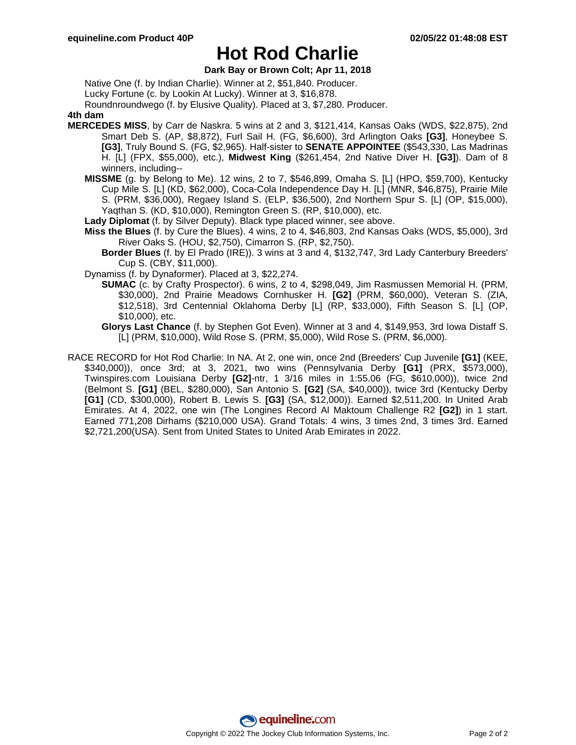# Hot Rod Charlie

**Dark Bay or Brown Colt; Apr 11, 2018**

Native One (f. by Indian Charlie). Winner at 2, $51,840. Producer.

Lucky Fortune (c. by Lookin At Lucky). Winner at 3, $16,878.

Roundnroundwego (f. by Elusive Quality). Placed at 3, $7,280. Producer.

**4th dam**

**MERCEDES MISS**, by Carr de Naskra. 5 wins at 2 and 3, $121,414, Kansas Oaks (WDS, $22,875), 2nd Smart Deb S. (AP, $8,872), Furl Sail H. (FG, $6,600), 3rd Arlington Oaks **[G3]**, Honeybee S. **[G3]**, Truly Bound S. (FG, $2,965). Half-sister to **SENATE APPOINTEE** ($543,330, Las Madrinas H. [L] (FPX, $55,000), etc.), **Midwest King** ($261,454, 2nd Native Diver H. **[G3]**). Dam of 8 winners, including--

**MISSME** (g. by Belong to Me). 12 wins, 2 to 7, $546,899, Omaha S. [L] (HPO, $59,700), Kentucky Cup Mile S. [L] (KD, $62,000), Coca-Cola Independence Day H. [L] (MNR, $46,875), Prairie Mile S. (PRM, $36,000), Regaey Island S. (ELP, $36,500), 2nd Northern Spur S. [L] (OP, $15,000), Yaqthan S. (KD, $10,000), Remington Green S. (RP, $10,000), etc.

**Lady Diplomat** (f. by Silver Deputy). Black type placed winner, see above.

**Miss the Blues** (f. by Cure the Blues). 4 wins, 2 to 4, $46,803, 2nd Kansas Oaks (WDS, $5,000), 3rd River Oaks S. (HOU, $2,750), Cimarron S. (RP, $2,750).

**Border Blues** (f. by El Prado (IRE)). 3 wins at 3 and 4, $132,747, 3rd Lady Canterbury Breeders' Cup S. (CBY, $11,000).

Dynamiss (f. by Dynaformer). Placed at 3, $22,274.

**SUMAC** (c. by Crafty Prospector). 6 wins, 2 to 4, $298,049, Jim Rasmussen Memorial H. (PRM, $30,000), 2nd Prairie Meadows Cornhusker H. **[G2]** (PRM, $60,000), Veteran S. (ZIA, $12,518), 3rd Centennial Oklahoma Derby [L] (RP, $33,000), Fifth Season S. [L] (OP, $10,000), etc.

**Glorys Last Chance** (f. by Stephen Got Even). Winner at 3 and 4, $149,953, 3rd Iowa Distaff S. [L] (PRM, $10,000), Wild Rose S. (PRM, $5,000), Wild Rose S. (PRM, $6,000).

RACE RECORD for Hot Rod Charlie: In NA. At 2, one win, once 2nd (Breeders' Cup Juvenile **[G1]** (KEE, $340,000)), once 3rd; at 3, 2021, two wins (Pennsylvania Derby **[G1]** (PRX, $573,000), Twinspires.com Louisiana Derby **[G2]**-ntr, 1 3/16 miles in 1:55.06 (FG, $610,000)), twice 2nd (Belmont S. **[G1]** (BEL, $280,000), San Antonio S. **[G2]** (SA, $40,000)), twice 3rd (Kentucky Derby **[G1]** (CD, $300,000), Robert B. Lewis S. **[G3]** (SA, $12,000)). Earned $2,511,200. In United Arab Emirates. At 4, 2022, one win (The Longines Record Al Maktoum Challenge R2 **[G2]**) in 1 start. Earned 771,208 Dirhams ($210,000 USA). Grand Totals: 4 wins, 3 times 2nd, 3 times 3rd. Earned $2,721,200(USA). Sent from United States to United Arab Emirates in 2022.